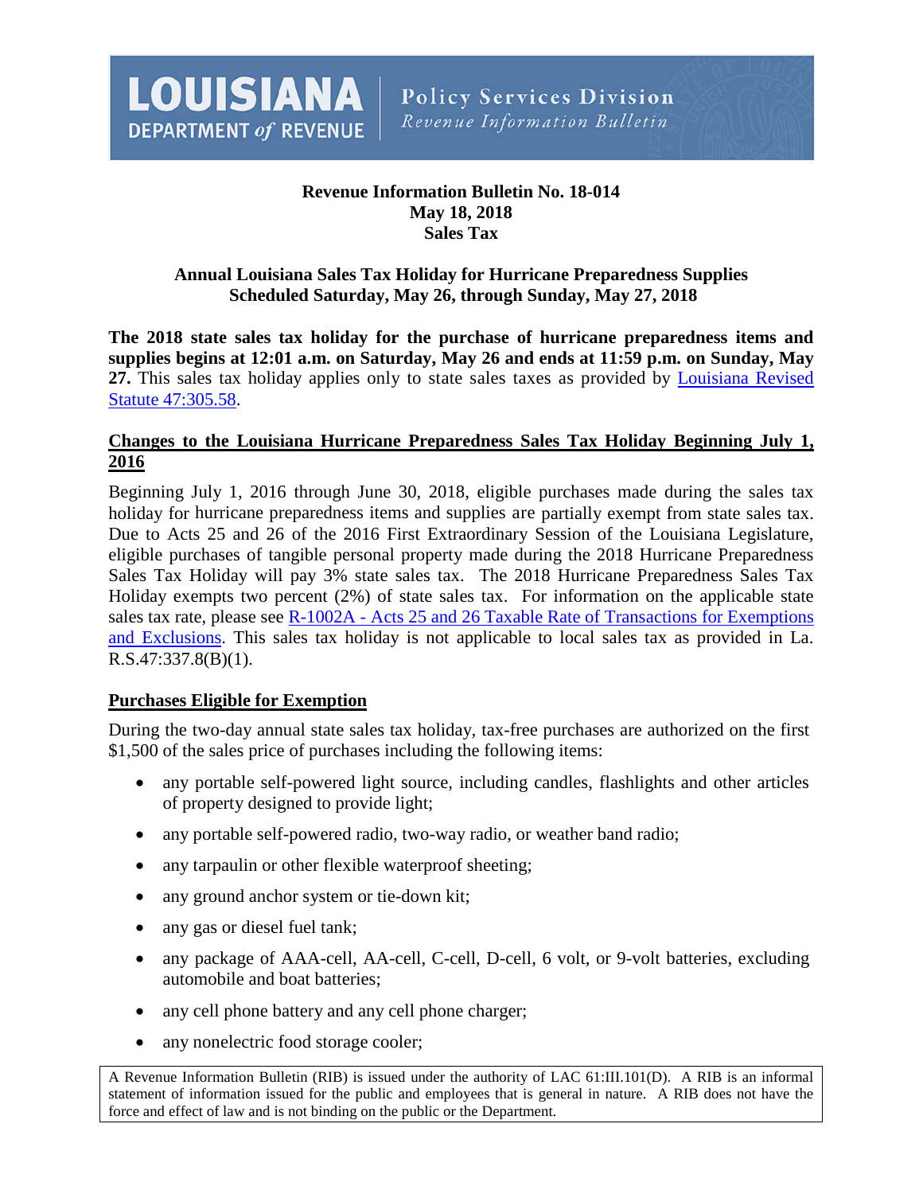LOUISIANA DEPARTMENT *of* REVENUE

Policy Services Division
*Revenue Information Bulletin*

**Revenue Information Bulletin No. 18-014**
**May 18, 2018**
**Sales Tax**

## Annual Louisiana Sales Tax Holiday for Hurricane Preparedness Supplies Scheduled Saturday, May 26, through Sunday, May 27, 2018

**The 2018 state sales tax holiday for the purchase of hurricane preparedness items and supplies begins at 12:01 a.m. on Saturday, May 26 and ends at 11:59 p.m. on Sunday, May 27.** This sales tax holiday applies only to state sales taxes as provided by Louisiana Revised Statute 47:305.58.

### Changes to the Louisiana Hurricane Preparedness Sales Tax Holiday Beginning July 1, 2016

Beginning July 1, 2016 through June 30, 2018, eligible purchases made during the sales tax holiday for hurricane preparedness items and supplies are partially exempt from state sales tax. Due to Acts 25 and 26 of the 2016 First Extraordinary Session of the Louisiana Legislature, eligible purchases of tangible personal property made during the 2018 Hurricane Preparedness Sales Tax Holiday will pay 3% state sales tax. The 2018 Hurricane Preparedness Sales Tax Holiday exempts two percent (2%) of state sales tax. For information on the applicable state sales tax rate, please see R-1002A - Acts 25 and 26 Taxable Rate of Transactions for Exemptions and Exclusions. This sales tax holiday is not applicable to local sales tax as provided in La. R.S.47:337.8(B)(1).

### Purchases Eligible for Exemption

During the two-day annual state sales tax holiday, tax-free purchases are authorized on the first $1,500 of the sales price of purchases including the following items:

- any portable self-powered light source, including candles, flashlights and other articles of property designed to provide light;
- any portable self-powered radio, two-way radio, or weather band radio;
- any tarpaulin or other flexible waterproof sheeting;
- any ground anchor system or tie-down kit;
- any gas or diesel fuel tank;
- any package of AAA-cell, AA-cell, C-cell, D-cell, 6 volt, or 9-volt batteries, excluding automobile and boat batteries;
- any cell phone battery and any cell phone charger;
- any nonelectric food storage cooler;

A Revenue Information Bulletin (RIB) is issued under the authority of LAC 61:III.101(D). A RIB is an informal statement of information issued for the public and employees that is general in nature. A RIB does not have the force and effect of law and is not binding on the public or the Department.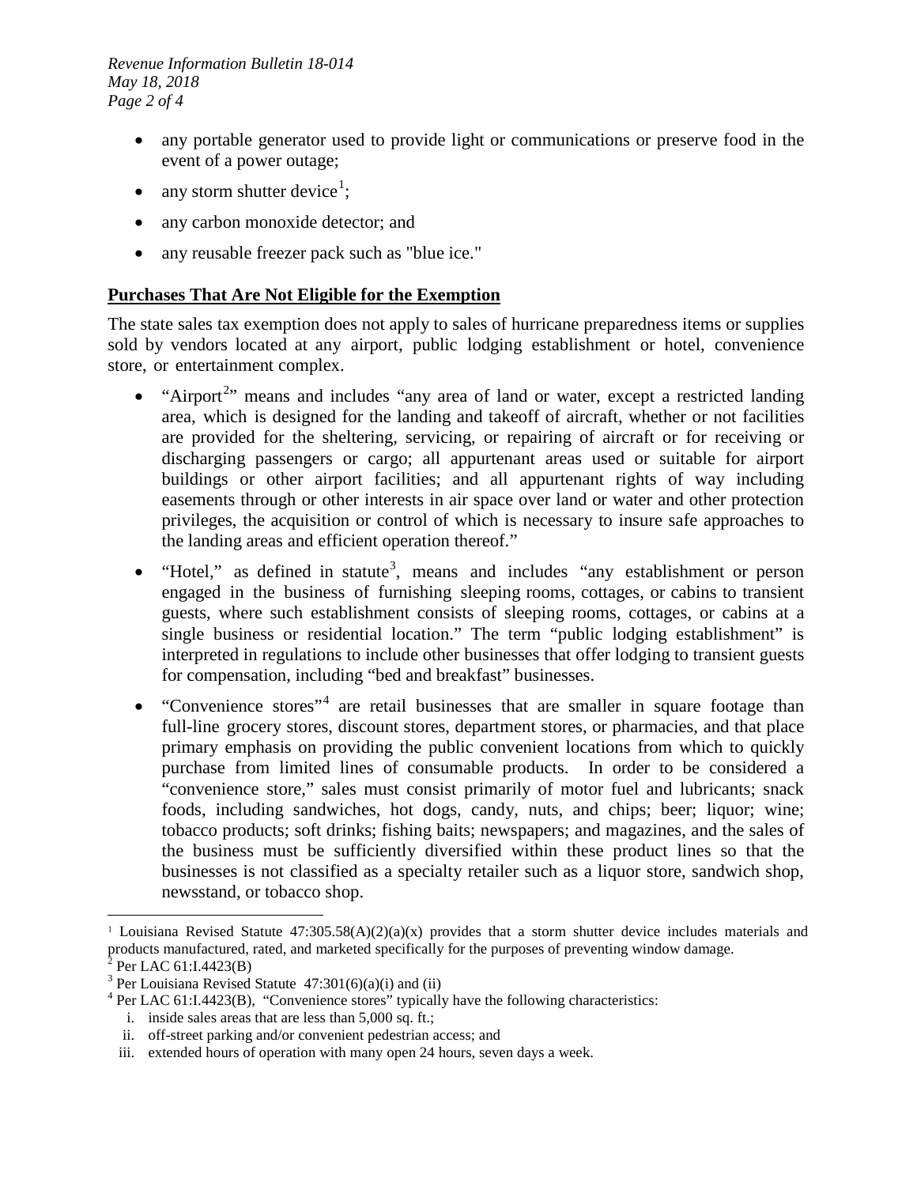- any portable generator used to provide light or communications or preserve food in the event of a power outage;
- any storm shutter device[1];
- any carbon monoxide detector; and
- any reusable freezer pack such as "blue ice."

## Purchases That Are Not Eligible for the Exemption

The state sales tax exemption does not apply to sales of hurricane preparedness items or supplies sold by vendors located at any airport, public lodging establishment or hotel, convenience store, or entertainment complex.

- "Airport[2]" means and includes "any area of land or water, except a restricted landing area, which is designed for the landing and takeoff of aircraft, whether or not facilities are provided for the sheltering, servicing, or repairing of aircraft or for receiving or discharging passengers or cargo; all appurtenant areas used or suitable for airport buildings or other airport facilities; and all appurtenant rights of way including easements through or other interests in air space over land or water and other protection privileges, the acquisition or control of which is necessary to insure safe approaches to the landing areas and efficient operation thereof."
- "Hotel," as defined in statute[3], means and includes "any establishment or person engaged in the business of furnishing sleeping rooms, cottages, or cabins to transient guests, where such establishment consists of sleeping rooms, cottages, or cabins at a single business or residential location." The term "public lodging establishment" is interpreted in regulations to include other businesses that offer lodging to transient guests for compensation, including "bed and breakfast" businesses.
- "Convenience stores"[4] are retail businesses that are smaller in square footage than full-line grocery stores, discount stores, department stores, or pharmacies, and that place primary emphasis on providing the public convenient locations from which to quickly purchase from limited lines of consumable products. In order to be considered a "convenience store," sales must consist primarily of motor fuel and lubricants; snack foods, including sandwiches, hot dogs, candy, nuts, and chips; beer; liquor; wine; tobacco products; soft drinks; fishing baits; newspapers; and magazines, and the sales of the business must be sufficiently diversified within these product lines so that the businesses is not classified as a specialty retailer such as a liquor store, sandwich shop, newsstand, or tobacco shop.

---

[1] Louisiana Revised Statute 47:305.58(A)(2)(a)(x) provides that a storm shutter device includes materials and products manufactured, rated, and marketed specifically for the purposes of preventing window damage.

[2] Per LAC 61:I.4423(B)

[3] Per Louisiana Revised Statute 47:301(6)(a)(i) and (ii)

[4] Per LAC 61:I.4423(B), "Convenience stores" typically have the following characteristics:

i. inside sales areas that are less than 5,000 sq. ft.;
ii. off-street parking and/or convenient pedestrian access; and
iii. extended hours of operation with many open 24 hours, seven days a week.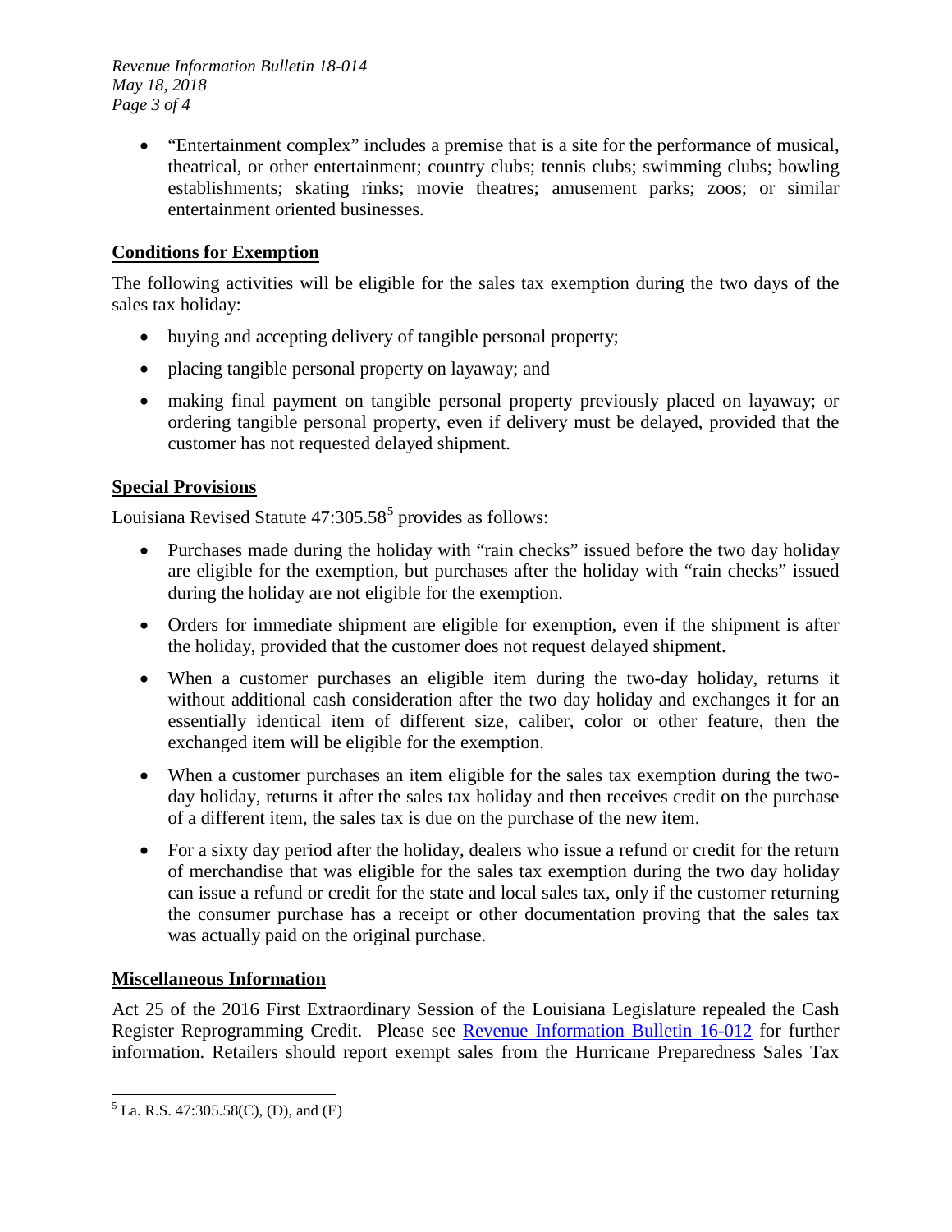- "Entertainment complex" includes a premise that is a site for the performance of musical, theatrical, or other entertainment; country clubs; tennis clubs; swimming clubs; bowling establishments; skating rinks; movie theatres; amusement parks; zoos; or similar entertainment oriented businesses.

## Conditions for Exemption

The following activities will be eligible for the sales tax exemption during the two days of the sales tax holiday:

- buying and accepting delivery of tangible personal property;
- placing tangible personal property on layaway; and
- making final payment on tangible personal property previously placed on layaway; or ordering tangible personal property, even if delivery must be delayed, provided that the customer has not requested delayed shipment.

## Special Provisions

Louisiana Revised Statute 47:305.58[5] provides as follows:

- Purchases made during the holiday with "rain checks" issued before the two day holiday are eligible for the exemption, but purchases after the holiday with "rain checks" issued during the holiday are not eligible for the exemption.
- Orders for immediate shipment are eligible for exemption, even if the shipment is after the holiday, provided that the customer does not request delayed shipment.
- When a customer purchases an eligible item during the two-day holiday, returns it without additional cash consideration after the two day holiday and exchanges it for an essentially identical item of different size, caliber, color or other feature, then the exchanged item will be eligible for the exemption.
- When a customer purchases an item eligible for the sales tax exemption during the two-day holiday, returns it after the sales tax holiday and then receives credit on the purchase of a different item, the sales tax is due on the purchase of the new item.
- For a sixty day period after the holiday, dealers who issue a refund or credit for the return of merchandise that was eligible for the sales tax exemption during the two day holiday can issue a refund or credit for the state and local sales tax, only if the customer returning the consumer purchase has a receipt or other documentation proving that the sales tax was actually paid on the original purchase.

## Miscellaneous Information

Act 25 of the 2016 First Extraordinary Session of the Louisiana Legislature repealed the Cash Register Reprogramming Credit. Please see Revenue Information Bulletin 16-012 for further information. Retailers should report exempt sales from the Hurricane Preparedness Sales Tax

[5] La. R.S. 47:305.58(C), (D), and (E)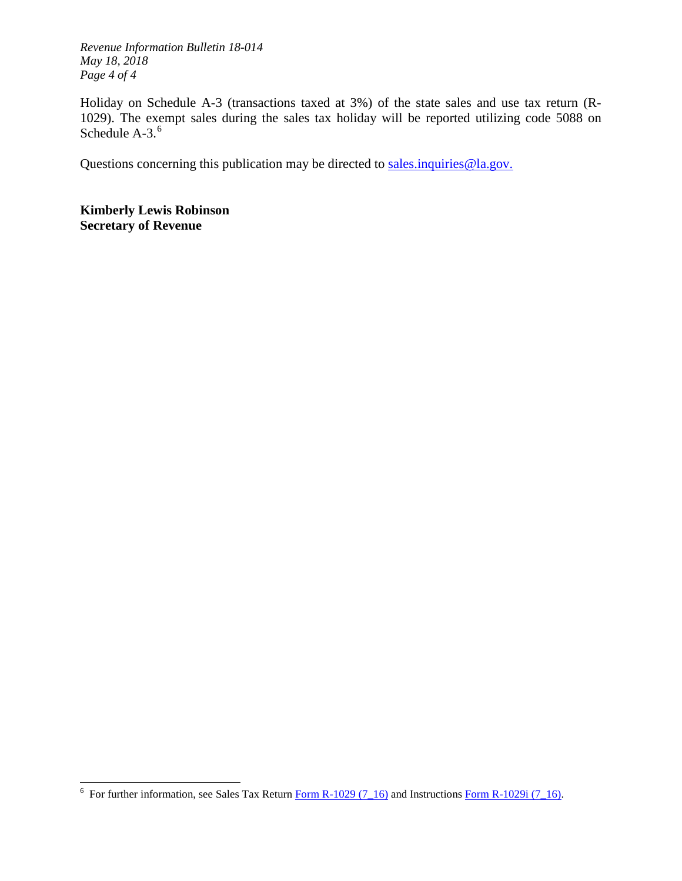Holiday on Schedule A-3 (transactions taxed at 3%) of the state sales and use tax return (R-1029). The exempt sales during the sales tax holiday will be reported utilizing code 5088 on Schedule A-3.[6]

Questions concerning this publication may be directed to sales.inquiries@la.gov.

**Kimberly Lewis Robinson**
**Secretary of Revenue**

---

[6] For further information, see Sales Tax Return Form R-1029 (7_16) and Instructions Form R-1029i (7_16).